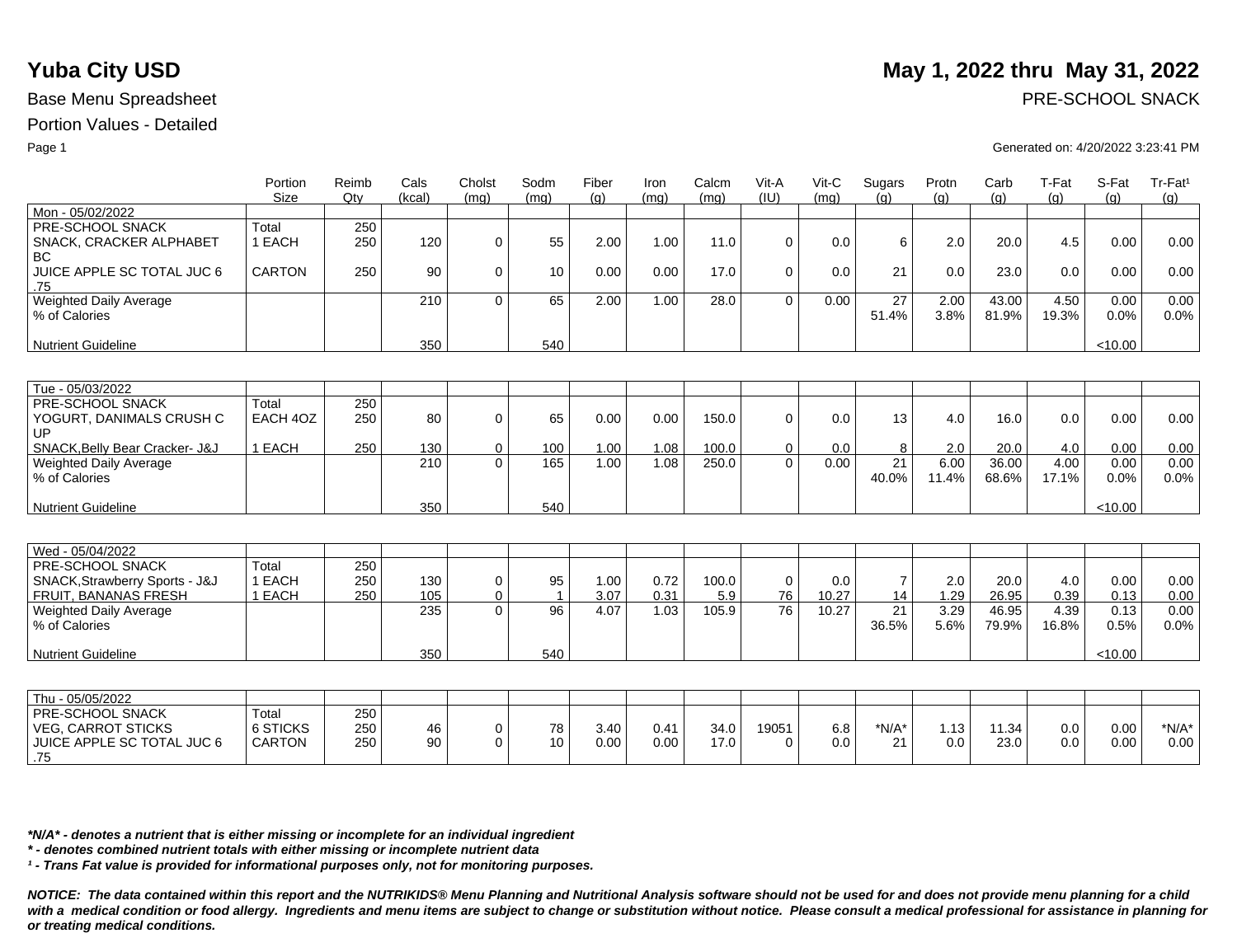# Yuba City USD

**May 1, 2022 thru May 31, 2022**

Base Menu Spreadsheet

PRE-SCHOOL SNACK

Portion Values - Detailed

Generated on: 4/20/2022 3:23:41 PM

| | Portion Size | Reimb Qty | Cals (kcal) | Cholst (mg) | Sodm (mg) | Fiber (g) | Iron (mg) | Calcm (mg) | Vit-A (IU) | Vit-C (mg) | Sugars (g) | Protn (g) | Carb (g) | T-Fat (g) | S-Fat (g) | Tr-Fat¹ (g) |
|---|---|---|---|---|---|---|---|---|---|---|---|---|---|---|---|---|
| Mon - 05/02/2022 | | | | | | | | | | | | | | | | |
| PRE-SCHOOL SNACK | Total | 250 | | | | | | | | | | | | | | |
| SNACK, CRACKER ALPHABET BC | 1 EACH | 250 | 120 | 0 | 55 | 2.00 | 1.00 | 11.0 | 0 | 0.0 | 6 | 2.0 | 20.0 | 4.5 | 0.00 | 0.00 |
| JUICE APPLE SC TOTAL JUC 6 .75 | CARTON | 250 | 90 | 0 | 10 | 0.00 | 0.00 | 17.0 | 0 | 0.0 | 21 | 0.0 | 23.0 | 0.0 | 0.00 | 0.00 |
| Weighted Daily Average | | | 210 | 0 | 65 | 2.00 | 1.00 | 28.0 | 0 | 0.00 | 27 | 2.00 | 43.00 | 4.50 | 0.00 | 0.00 |
| % of Calories | | | | | | | | | | | 51.4% | 3.8% | 81.9% | 19.3% | 0.0% | 0.0% |
| Nutrient Guideline | | | 350 | | 540 | | | | | | | | | | <10.00 | |
| Tue - 05/03/2022 | | | | | | | | | | | | | | | | |
| PRE-SCHOOL SNACK | Total | 250 | | | | | | | | | | | | | | |
| YOGURT, DANIMALS CRUSH C UP | EACH 4OZ | 250 | 80 | 0 | 65 | 0.00 | 0.00 | 150.0 | 0 | 0.0 | 13 | 4.0 | 16.0 | 0.0 | 0.00 | 0.00 |
| SNACK,Belly Bear Cracker- J&J | 1 EACH | 250 | 130 | 0 | 100 | 1.00 | 1.08 | 100.0 | 0 | 0.0 | 8 | 2.0 | 20.0 | 4.0 | 0.00 | 0.00 |
| Weighted Daily Average | | | 210 | 0 | 165 | 1.00 | 1.08 | 250.0 | 0 | 0.00 | 21 | 6.00 | 36.00 | 4.00 | 0.00 | 0.00 |
| % of Calories | | | | | | | | | | | 40.0% | 11.4% | 68.6% | 17.1% | 0.0% | 0.0% |
| Nutrient Guideline | | | 350 | | 540 | | | | | | | | | | <10.00 | |
| Wed - 05/04/2022 | | | | | | | | | | | | | | | | |
| PRE-SCHOOL SNACK | Total | 250 | | | | | | | | | | | | | | |
| SNACK,Strawberry Sports - J&J | 1 EACH | 250 | 130 | 0 | 95 | 1.00 | 0.72 | 100.0 | 0 | 0.0 | 7 | 2.0 | 20.0 | 4.0 | 0.00 | 0.00 |
| FRUIT, BANANAS FRESH | 1 EACH | 250 | 105 | 0 | 1 | 3.07 | 0.31 | 5.9 | 76 | 10.27 | 14 | 1.29 | 26.95 | 0.39 | 0.13 | 0.00 |
| Weighted Daily Average | | | 235 | 0 | 96 | 4.07 | 1.03 | 105.9 | 76 | 10.27 | 21 | 3.29 | 46.95 | 4.39 | 0.13 | 0.00 |
| % of Calories | | | | | | | | | | | 36.5% | 5.6% | 79.9% | 16.8% | 0.5% | 0.0% |
| Nutrient Guideline | | | 350 | | 540 | | | | | | | | | | <10.00 | |
| Thu - 05/05/2022 | | | | | | | | | | | | | | | | |
| PRE-SCHOOL SNACK | Total | 250 | | | | | | | | | | | | | | |
| VEG, CARROT STICKS | 6 STICKS | 250 | 46 | 0 | 78 | 3.40 | 0.41 | 34.0 | 19051 | 6.8 | *N/A* | 1.13 | 11.34 | 0.0 | 0.00 | *N/A* |
| JUICE APPLE SC TOTAL JUC 6 .75 | CARTON | 250 | 90 | 0 | 10 | 0.00 | 0.00 | 17.0 | 0 | 0.0 | 21 | 0.0 | 23.0 | 0.0 | 0.00 | 0.00 |

***N/A* - denotes a nutrient that is either missing or incomplete for an individual ingredient***

***\* - denotes combined nutrient totals with either missing or incomplete nutrient data***

***¹ - Trans Fat value is provided for informational purposes only, not for monitoring purposes.***

***NOTICE: The data contained within this report and the NUTRIKIDS® Menu Planning and Nutritional Analysis software should not be used for and does not provide menu planning for a child with a medical condition or food allergy. Ingredients and menu items are subject to change or substitution without notice. Please consult a medical professional for assistance in planning for or treating medical conditions.***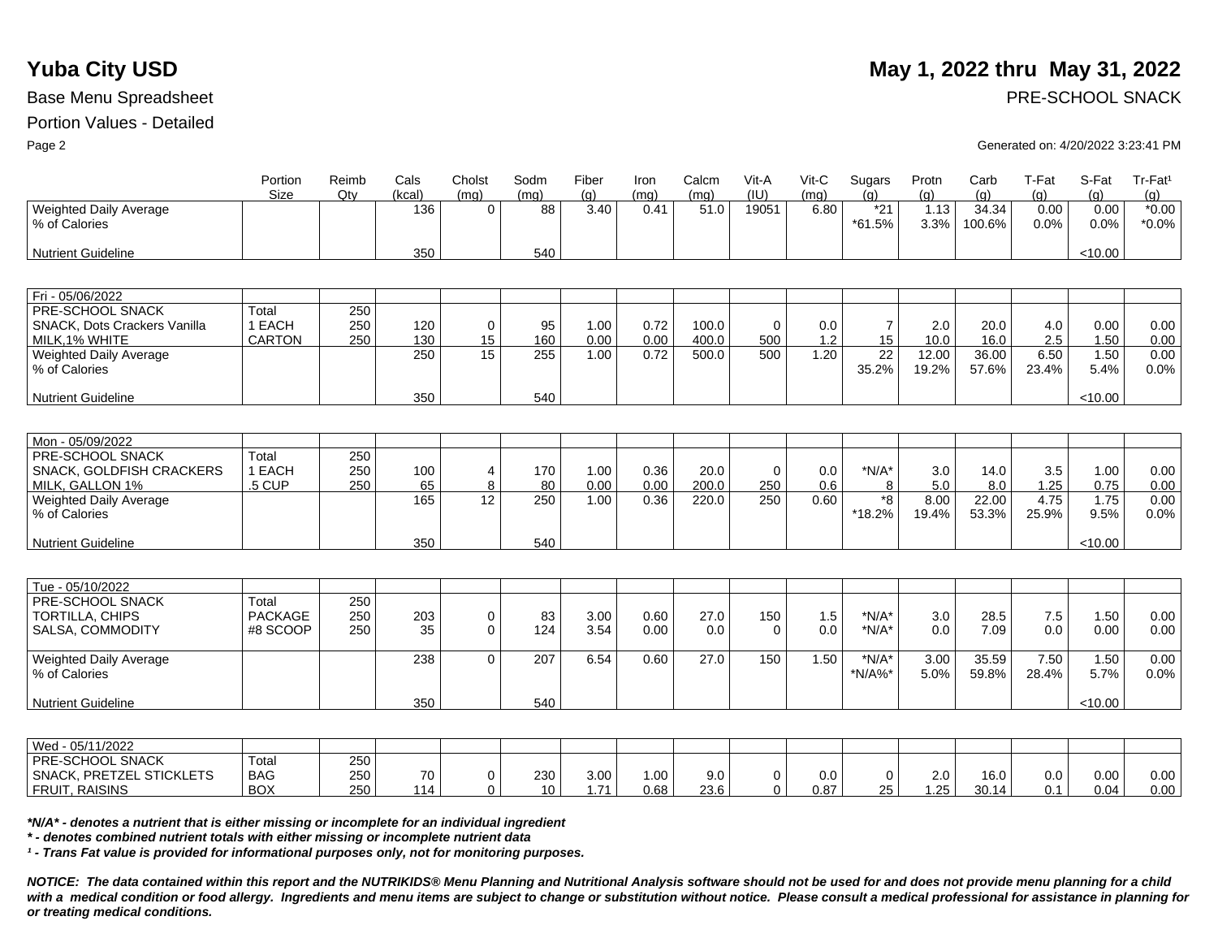# Yuba City USD

**May 1, 2022 thru May 31, 2022**

Base Menu Spreadsheet

PRE-SCHOOL SNACK

Portion Values - Detailed

Generated on: 4/20/2022 3:23:41 PM

| | Portion Size | Reimb Qty | Cals (kcal) | Cholst (mg) | Sodm (mg) | Fiber (g) | Iron (mg) | Calcm (mg) | Vit-A (IU) | Vit-C (mg) | Sugars (g) | Protn (g) | Carb (g) | T-Fat (g) | S-Fat (g) | Tr-Fat[1] (g) |
|---|---|---|---|---|---|---|---|---|---|---|---|---|---|---|---|---|
| Weighted Daily Average | | | 136 | 0 | 88 | 3.40 | 0.41 | 51.0 | 19051 | 6.80 | *21 | 1.13 | 34.34 | 0.00 | 0.00 | *0.00 |
| % of Calories | | | | | | | | | | | *61.5% | 3.3% | 100.6% | 0.0% | 0.0% | *0.0% |
| Nutrient Guideline | | | 350 | | 540 | | | | | | | | | | <10.00 | |
| Fri - 05/06/2022 | | | | | | | | | | | | | | | | |
| PRE-SCHOOL SNACK | Total | 250 | | | | | | | | | | | | | | |
| SNACK, Dots Crackers Vanilla | 1 EACH | 250 | 120 | 0 | 95 | 1.00 | 0.72 | 100.0 | 0 | 0.0 | 7 | 2.0 | 20.0 | 4.0 | 0.00 | 0.00 |
| MILK,1% WHITE | CARTON | 250 | 130 | 15 | 160 | 0.00 | 0.00 | 400.0 | 500 | 1.2 | 15 | 10.0 | 16.0 | 2.5 | 1.50 | 0.00 |
| Weighted Daily Average | | | 250 | 15 | 255 | 1.00 | 0.72 | 500.0 | 500 | 1.20 | 22 | 12.00 | 36.00 | 6.50 | 1.50 | 0.00 |
| % of Calories | | | | | | | | | | | 35.2% | 19.2% | 57.6% | 23.4% | 5.4% | 0.0% |
| Nutrient Guideline | | | 350 | | 540 | | | | | | | | | | <10.00 | |
| Mon - 05/09/2022 | | | | | | | | | | | | | | | | |
| PRE-SCHOOL SNACK | Total | 250 | | | | | | | | | | | | | | |
| SNACK, GOLDFISH CRACKERS | 1 EACH | 250 | 100 | 4 | 170 | 1.00 | 0.36 | 20.0 | 0 | 0.0 | *N/A* | 3.0 | 14.0 | 3.5 | 1.00 | 0.00 |
| MILK, GALLON 1% | .5 CUP | 250 | 65 | 8 | 80 | 0.00 | 0.00 | 200.0 | 250 | 0.6 | 8 | 5.0 | 8.0 | 1.25 | 0.75 | 0.00 |
| Weighted Daily Average | | | 165 | 12 | 250 | 1.00 | 0.36 | 220.0 | 250 | 0.60 | *8 | 8.00 | 22.00 | 4.75 | 1.75 | 0.00 |
| % of Calories | | | | | | | | | | | *18.2% | 19.4% | 53.3% | 25.9% | 9.5% | 0.0% |
| Nutrient Guideline | | | 350 | | 540 | | | | | | | | | | <10.00 | |
| Tue - 05/10/2022 | | | | | | | | | | | | | | | | |
| PRE-SCHOOL SNACK | Total | 250 | | | | | | | | | | | | | | |
| TORTILLA, CHIPS | PACKAGE | 250 | 203 | 0 | 83 | 3.00 | 0.60 | 27.0 | 150 | 1.5 | *N/A* | 3.0 | 28.5 | 7.5 | 1.50 | 0.00 |
| SALSA, COMMODITY | #8 SCOOP | 250 | 35 | 0 | 124 | 3.54 | 0.00 | 0.0 | 0 | 0.0 | *N/A* | 0.0 | 7.09 | 0.0 | 0.00 | 0.00 |
| Weighted Daily Average | | | 238 | 0 | 207 | 6.54 | 0.60 | 27.0 | 150 | 1.50 | *N/A* | 3.00 | 35.59 | 7.50 | 1.50 | 0.00 |
| % of Calories | | | | | | | | | | | *N/A%* | 5.0% | 59.8% | 28.4% | 5.7% | 0.0% |
| Nutrient Guideline | | | 350 | | 540 | | | | | | | | | | <10.00 | |
| Wed - 05/11/2022 | | | | | | | | | | | | | | | | |
| PRE-SCHOOL SNACK | Total | 250 | | | | | | | | | | | | | | |
| SNACK, PRETZEL STICKLETS | BAG | 250 | 70 | 0 | 230 | 3.00 | 1.00 | 9.0 | 0 | 0.0 | 0 | 2.0 | 16.0 | 0.0 | 0.00 | 0.00 |
| FRUIT, RAISINS | BOX | 250 | 114 | 0 | 10 | 1.71 | 0.68 | 23.6 | 0 | 0.87 | 25 | 1.25 | 30.14 | 0.1 | 0.04 | 0.00 |

***N/A* - denotes a nutrient that is either missing or incomplete for an individual ingredient***

***\* - denotes combined nutrient totals with either missing or incomplete nutrient data***

***[1] - Trans Fat value is provided for informational purposes only, not for monitoring purposes.***

***NOTICE: The data contained within this report and the NUTRIKIDS® Menu Planning and Nutritional Analysis software should not be used for and does not provide menu planning for a child with a medical condition or food allergy. Ingredients and menu items are subject to change or substitution without notice. Please consult a medical professional for assistance in planning for or treating medical conditions.***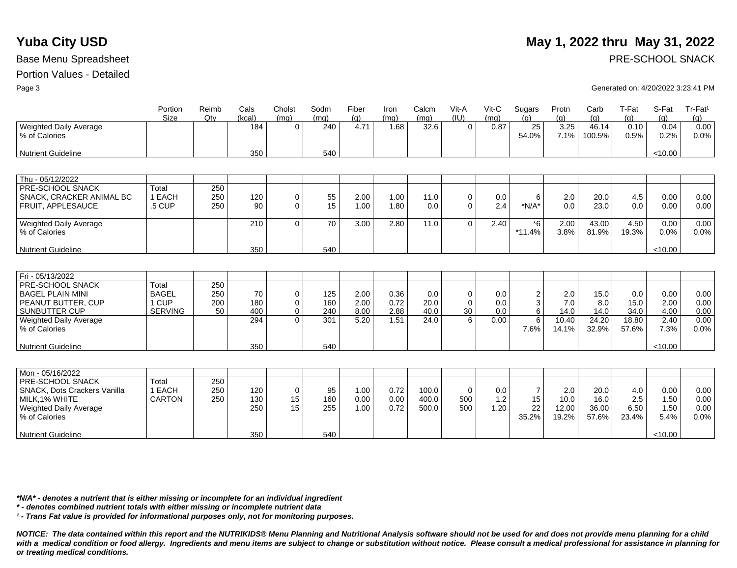# Yuba City USD

**May 1, 2022 thru May 31, 2022**

Base Menu Spreadsheet

PRE-SCHOOL SNACK

Portion Values - Detailed

Generated on: 4/20/2022 3:23:41 PM

| | Portion Size | Reimb Qty | Cals (kcal) | Cholst (mg) | Sodm (mg) | Fiber (g) | Iron (mg) | Calcm (mg) | Vit-A (IU) | Vit-C (mg) | Sugars (g) | Protn (g) | Carb (g) | T-Fat (g) | S-Fat (g) | Tr-Fat[1] (g) |
|---|---|---|---|---|---|---|---|---|---|---|---|---|---|---|---|---|
| Weighted Daily Average | | | 184 | 0 | 240 | 4.71 | 1.68 | 32.6 | 0 | 0.87 | 25 | 3.25 | 46.14 | 0.10 | 0.04 | 0.00 |
| % of Calories | | | | | | | | | | | 54.0% | 7.1% | 100.5% | 0.5% | 0.2% | 0.0% |
| Nutrient Guideline | | | 350 | | 540 | | | | | | | | | | <10.00 | |

| Thu - 05/12/2022 | Portion Size | Reimb Qty | Cals (kcal) | Cholst (mg) | Sodm (mg) | Fiber (g) | Iron (mg) | Calcm (mg) | Vit-A (IU) | Vit-C (mg) | Sugars (g) | Protn (g) | Carb (g) | T-Fat (g) | S-Fat (g) | Tr-Fat[1] (g) |
|---|---|---|---|---|---|---|---|---|---|---|---|---|---|---|---|---|
| PRE-SCHOOL SNACK | Total | 250 | | | | | | | | | | | | | | |
| SNACK, CRACKER ANIMAL BC | 1 EACH | 250 | 120 | 0 | 55 | 2.00 | 1.00 | 11.0 | 0 | 0.0 | 6 | 2.0 | 20.0 | 4.5 | 0.00 | 0.00 |
| FRUIT, APPLESAUCE | .5 CUP | 250 | 90 | 0 | 15 | 1.00 | 1.80 | 0.0 | 0 | 2.4 | *N/A* | 0.0 | 23.0 | 0.0 | 0.00 | 0.00 |
| Weighted Daily Average | | | 210 | 0 | 70 | 3.00 | 2.80 | 11.0 | 0 | 2.40 | *6 | 2.00 | 43.00 | 4.50 | 0.00 | 0.00 |
| % of Calories | | | | | | | | | | | *11.4% | 3.8% | 81.9% | 19.3% | 0.0% | 0.0% |
| Nutrient Guideline | | | 350 | | 540 | | | | | | | | | | <10.00 | |

| Fri - 05/13/2022 | Portion Size | Reimb Qty | Cals (kcal) | Cholst (mg) | Sodm (mg) | Fiber (g) | Iron (mg) | Calcm (mg) | Vit-A (IU) | Vit-C (mg) | Sugars (g) | Protn (g) | Carb (g) | T-Fat (g) | S-Fat (g) | Tr-Fat[1] (g) |
|---|---|---|---|---|---|---|---|---|---|---|---|---|---|---|---|---|
| PRE-SCHOOL SNACK | Total | 250 | | | | | | | | | | | | | | |
| BAGEL PLAIN MINI | BAGEL | 250 | 70 | 0 | 125 | 2.00 | 0.36 | 0.0 | 0 | 0.0 | 2 | 2.0 | 15.0 | 0.0 | 0.00 | 0.00 |
| PEANUT BUTTER, CUP | 1 CUP | 200 | 180 | 0 | 160 | 2.00 | 0.72 | 20.0 | 0 | 0.0 | 3 | 7.0 | 8.0 | 15.0 | 2.00 | 0.00 |
| SUNBUTTER CUP | SERVING | 50 | 400 | 0 | 240 | 8.00 | 2.88 | 40.0 | 30 | 0.0 | 6 | 14.0 | 14.0 | 34.0 | 4.00 | 0.00 |
| Weighted Daily Average | | | 294 | 0 | 301 | 5.20 | 1.51 | 24.0 | 6 | 0.00 | 6 | 10.40 | 24.20 | 18.80 | 2.40 | 0.00 |
| % of Calories | | | | | | | | | | | 7.6% | 14.1% | 32.9% | 57.6% | 7.3% | 0.0% |
| Nutrient Guideline | | | 350 | | 540 | | | | | | | | | | <10.00 | |

| Mon - 05/16/2022 | Portion Size | Reimb Qty | Cals (kcal) | Cholst (mg) | Sodm (mg) | Fiber (g) | Iron (mg) | Calcm (mg) | Vit-A (IU) | Vit-C (mg) | Sugars (g) | Protn (g) | Carb (g) | T-Fat (g) | S-Fat (g) | Tr-Fat[1] (g) |
|---|---|---|---|---|---|---|---|---|---|---|---|---|---|---|---|---|
| PRE-SCHOOL SNACK | Total | 250 | | | | | | | | | | | | | | |
| SNACK, Dots Crackers Vanilla | 1 EACH | 250 | 120 | 0 | 95 | 1.00 | 0.72 | 100.0 | 0 | 0.0 | 7 | 2.0 | 20.0 | 4.0 | 0.00 | 0.00 |
| MILK,1% WHITE | CARTON | 250 | 130 | 15 | 160 | 0.00 | 0.00 | 400.0 | 500 | 1.2 | 15 | 10.0 | 16.0 | 2.5 | 1.50 | 0.00 |
| Weighted Daily Average | | | 250 | 15 | 255 | 1.00 | 0.72 | 500.0 | 500 | 1.20 | 22 | 12.00 | 36.00 | 6.50 | 1.50 | 0.00 |
| % of Calories | | | | | | | | | | | 35.2% | 19.2% | 57.6% | 23.4% | 5.4% | 0.0% |
| Nutrient Guideline | | | 350 | | 540 | | | | | | | | | | <10.00 | |

***N/A* - denotes a nutrient that is either missing or incomplete for an individual ingredient**

***\* - denotes combined nutrient totals with either missing or incomplete nutrient data***

***[1] - Trans Fat value is provided for informational purposes only, not for monitoring purposes.***

***NOTICE: The data contained within this report and the NUTRIKIDS® Menu Planning and Nutritional Analysis software should not be used for and does not provide menu planning for a child with a medical condition or food allergy. Ingredients and menu items are subject to change or substitution without notice. Please consult a medical professional for assistance in planning for or treating medical conditions.***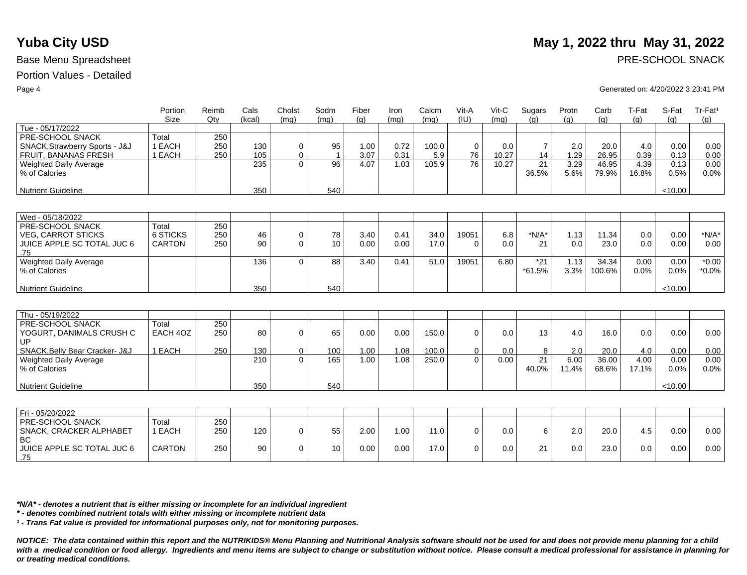# Yuba City USD

**May 1, 2022 thru May 31, 2022**

Base Menu Spreadsheet

PRE-SCHOOL SNACK

Portion Values - Detailed

Generated on: 4/20/2022 3:23:41 PM

| | Portion Size | Reimb Qty | Cals (kcal) | Cholst (mg) | Sodm (mg) | Fiber (g) | Iron (mg) | Calcm (mg) | Vit-A (IU) | Vit-C (mg) | Sugars (g) | Protn (g) | Carb (g) | T-Fat (g) | S-Fat (g) | Tr-Fat¹ (g) |
|---|---|---|---|---|---|---|---|---|---|---|---|---|---|---|---|---|
| Tue - 05/17/2022 | | | | | | | | | | | | | | | | |
| PRE-SCHOOL SNACK | Total | 250 | | | | | | | | | | | | | | |
| SNACK,Strawberry Sports - J&J | 1 EACH | 250 | 130 | 0 | 95 | 1.00 | 0.72 | 100.0 | 0 | 0.0 | 7 | 2.0 | 20.0 | 4.0 | 0.00 | 0.00 |
| FRUIT, BANANAS FRESH | 1 EACH | 250 | 105 | 0 | 1 | 3.07 | 0.31 | 5.9 | 76 | 10.27 | 14 | 1.29 | 26.95 | 0.39 | 0.13 | 0.00 |
| Weighted Daily Average | | | 235 | 0 | 96 | 4.07 | 1.03 | 105.9 | 76 | 10.27 | 21 | 3.29 | 46.95 | 4.39 | 0.13 | 0.00 |
| % of Calories | | | | | | | | | | | 36.5% | 5.6% | 79.9% | 16.8% | 0.5% | 0.0% |
| Nutrient Guideline | | | 350 | | 540 | | | | | | | | | | <10.00 | |

| | Portion Size | Reimb Qty | Cals (kcal) | Cholst (mg) | Sodm (mg) | Fiber (g) | Iron (mg) | Calcm (mg) | Vit-A (IU) | Vit-C (mg) | Sugars (g) | Protn (g) | Carb (g) | T-Fat (g) | S-Fat (g) | Tr-Fat¹ (g) |
|---|---|---|---|---|---|---|---|---|---|---|---|---|---|---|---|---|
| Wed - 05/18/2022 | | | | | | | | | | | | | | | | |
| PRE-SCHOOL SNACK | Total | 250 | | | | | | | | | | | | | | |
| VEG, CARROT STICKS | 6 STICKS | 250 | 46 | 0 | 78 | 3.40 | 0.41 | 34.0 | 19051 | 6.8 | *N/A* | 1.13 | 11.34 | 0.0 | 0.00 | *N/A* |
| JUICE APPLE SC TOTAL JUC 6 .75 | CARTON | 250 | 90 | 0 | 10 | 0.00 | 0.00 | 17.0 | 0 | 0.0 | 21 | 0.0 | 23.0 | 0.0 | 0.00 | 0.00 |
| Weighted Daily Average | | | 136 | 0 | 88 | 3.40 | 0.41 | 51.0 | 19051 | 6.80 | *21 | 1.13 | 34.34 | 0.00 | 0.00 | *0.00 |
| % of Calories | | | | | | | | | | | *61.5% | 3.3% | 100.6% | 0.0% | 0.0% | *0.0% |
| Nutrient Guideline | | | 350 | | 540 | | | | | | | | | | <10.00 | |

| | Portion Size | Reimb Qty | Cals (kcal) | Cholst (mg) | Sodm (mg) | Fiber (g) | Iron (mg) | Calcm (mg) | Vit-A (IU) | Vit-C (mg) | Sugars (g) | Protn (g) | Carb (g) | T-Fat (g) | S-Fat (g) | Tr-Fat¹ (g) |
|---|---|---|---|---|---|---|---|---|---|---|---|---|---|---|---|---|
| Thu - 05/19/2022 | | | | | | | | | | | | | | | | |
| PRE-SCHOOL SNACK | Total | 250 | | | | | | | | | | | | | | |
| YOGURT, DANIMALS CRUSH C UP | EACH 4OZ | 250 | 80 | 0 | 65 | 0.00 | 0.00 | 150.0 | 0 | 0.0 | 13 | 4.0 | 16.0 | 0.0 | 0.00 | 0.00 |
| SNACK,Belly Bear Cracker- J&J | 1 EACH | 250 | 130 | 0 | 100 | 1.00 | 1.08 | 100.0 | 0 | 0.0 | 8 | 2.0 | 20.0 | 4.0 | 0.00 | 0.00 |
| Weighted Daily Average | | | 210 | 0 | 165 | 1.00 | 1.08 | 250.0 | 0 | 0.00 | 21 | 6.00 | 36.00 | 4.00 | 0.00 | 0.00 |
| % of Calories | | | | | | | | | | | 40.0% | 11.4% | 68.6% | 17.1% | 0.0% | 0.0% |
| Nutrient Guideline | | | 350 | | 540 | | | | | | | | | | <10.00 | |

| | Portion Size | Reimb Qty | Cals (kcal) | Cholst (mg) | Sodm (mg) | Fiber (g) | Iron (mg) | Calcm (mg) | Vit-A (IU) | Vit-C (mg) | Sugars (g) | Protn (g) | Carb (g) | T-Fat (g) | S-Fat (g) | Tr-Fat¹ (g) |
|---|---|---|---|---|---|---|---|---|---|---|---|---|---|---|---|---|
| Fri - 05/20/2022 | | | | | | | | | | | | | | | | |
| PRE-SCHOOL SNACK | Total | 250 | | | | | | | | | | | | | | |
| SNACK, CRACKER ALPHABET BC | 1 EACH | 250 | 120 | 0 | 55 | 2.00 | 1.00 | 11.0 | 0 | 0.0 | 6 | 2.0 | 20.0 | 4.5 | 0.00 | 0.00 |
| JUICE APPLE SC TOTAL JUC 6 .75 | CARTON | 250 | 90 | 0 | 10 | 0.00 | 0.00 | 17.0 | 0 | 0.0 | 21 | 0.0 | 23.0 | 0.0 | 0.00 | 0.00 |

***N/A* - denotes a nutrient that is either missing or incomplete for an individual ingredient***

*** - denotes combined nutrient totals with either missing or incomplete nutrient data***

***¹ - Trans Fat value is provided for informational purposes only, not for monitoring purposes.***

***NOTICE: The data contained within this report and the NUTRIKIDS® Menu Planning and Nutritional Analysis software should not be used for and does not provide menu planning for a child with a medical condition or food allergy. Ingredients and menu items are subject to change or substitution without notice. Please consult a medical professional for assistance in planning for or treating medical conditions.***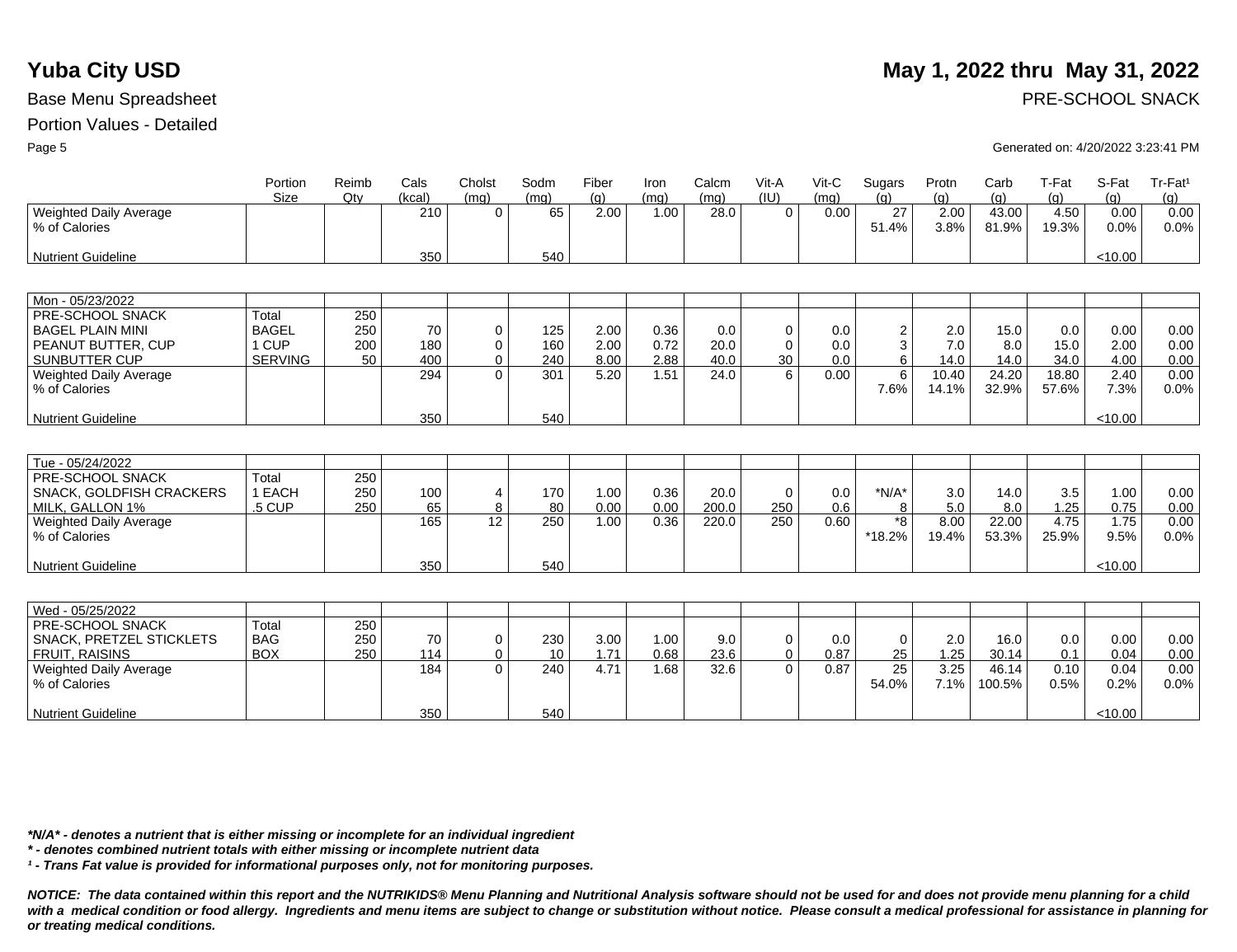# Yuba City USD

**May 1, 2022 thru May 31, 2022**

Base Menu Spreadsheet

PRE-SCHOOL SNACK

Portion Values - Detailed

Generated on: 4/20/2022 3:23:41 PM

| | Portion Size | Reimb Qty | Cals (kcal) | Cholst (mg) | Sodm (mg) | Fiber (g) | Iron (mg) | Calcm (mg) | Vit-A (IU) | Vit-C (mg) | Sugars (g) | Protn (g) | Carb (g) | T-Fat (g) | S-Fat (g) | Tr-Fat[1] (g) |
|---|---|---|---|---|---|---|---|---|---|---|---|---|---|---|---|---|
| Weighted Daily Average | | | 210 | 0 | 65 | 2.00 | 1.00 | 28.0 | 0 | 0.00 | 27 | 2.00 | 43.00 | 4.50 | 0.00 | 0.00 |
| % of Calories | | | | | | | | | | | 51.4% | 3.8% | 81.9% | 19.3% | 0.0% | 0.0% |
| Nutrient Guideline | | | 350 | | 540 | | | | | | | | | | <10.00 | |

| | Portion Size | Reimb Qty | Cals (kcal) | Cholst (mg) | Sodm (mg) | Fiber (g) | Iron (mg) | Calcm (mg) | Vit-A (IU) | Vit-C (mg) | Sugars (g) | Protn (g) | Carb (g) | T-Fat (g) | S-Fat (g) | Tr-Fat[1] (g) |
|---|---|---|---|---|---|---|---|---|---|---|---|---|---|---|---|---|
| Mon - 05/23/2022 | | | | | | | | | | | | | | | | |
| PRE-SCHOOL SNACK | Total | 250 | | | | | | | | | | | | | | |
| BAGEL PLAIN MINI | BAGEL | 250 | 70 | 0 | 125 | 2.00 | 0.36 | 0.0 | 0 | 0.0 | 2 | 2.0 | 15.0 | 0.0 | 0.00 | 0.00 |
| PEANUT BUTTER, CUP | 1 CUP | 200 | 180 | 0 | 160 | 2.00 | 0.72 | 20.0 | 0 | 0.0 | 3 | 7.0 | 8.0 | 15.0 | 2.00 | 0.00 |
| SUNBUTTER CUP | SERVING | 50 | 400 | 0 | 240 | 8.00 | 2.88 | 40.0 | 30 | 0.0 | 6 | 14.0 | 14.0 | 34.0 | 4.00 | 0.00 |
| Weighted Daily Average | | | 294 | 0 | 301 | 5.20 | 1.51 | 24.0 | 6 | 0.00 | 6 | 10.40 | 24.20 | 18.80 | 2.40 | 0.00 |
| % of Calories | | | | | | | | | | | 7.6% | 14.1% | 32.9% | 57.6% | 7.3% | 0.0% |
| Nutrient Guideline | | | 350 | | 540 | | | | | | | | | | <10.00 | |

| | Portion Size | Reimb Qty | Cals (kcal) | Cholst (mg) | Sodm (mg) | Fiber (g) | Iron (mg) | Calcm (mg) | Vit-A (IU) | Vit-C (mg) | Sugars (g) | Protn (g) | Carb (g) | T-Fat (g) | S-Fat (g) | Tr-Fat[1] (g) |
|---|---|---|---|---|---|---|---|---|---|---|---|---|---|---|---|---|
| Tue - 05/24/2022 | | | | | | | | | | | | | | | | |
| PRE-SCHOOL SNACK | Total | 250 | | | | | | | | | | | | | | |
| SNACK, GOLDFISH CRACKERS | 1 EACH | 250 | 100 | 4 | 170 | 1.00 | 0.36 | 20.0 | 0 | 0.0 | *N/A* | 3.0 | 14.0 | 3.5 | 1.00 | 0.00 |
| MILK, GALLON 1% | .5 CUP | 250 | 65 | 8 | 80 | 0.00 | 0.00 | 200.0 | 250 | 0.6 | 8 | 5.0 | 8.0 | 1.25 | 0.75 | 0.00 |
| Weighted Daily Average | | | 165 | 12 | 250 | 1.00 | 0.36 | 220.0 | 250 | 0.60 | *8 | 8.00 | 22.00 | 4.75 | 1.75 | 0.00 |
| % of Calories | | | | | | | | | | | *18.2% | 19.4% | 53.3% | 25.9% | 9.5% | 0.0% |
| Nutrient Guideline | | | 350 | | 540 | | | | | | | | | | <10.00 | |

| | Portion Size | Reimb Qty | Cals (kcal) | Cholst (mg) | Sodm (mg) | Fiber (g) | Iron (mg) | Calcm (mg) | Vit-A (IU) | Vit-C (mg) | Sugars (g) | Protn (g) | Carb (g) | T-Fat (g) | S-Fat (g) | Tr-Fat[1] (g) |
|---|---|---|---|---|---|---|---|---|---|---|---|---|---|---|---|---|
| Wed - 05/25/2022 | | | | | | | | | | | | | | | | |
| PRE-SCHOOL SNACK | Total | 250 | | | | | | | | | | | | | | |
| SNACK, PRETZEL STICKLETS | BAG | 250 | 70 | 0 | 230 | 3.00 | 1.00 | 9.0 | 0 | 0.0 | 0 | 2.0 | 16.0 | 0.0 | 0.00 | 0.00 |
| FRUIT, RAISINS | BOX | 250 | 114 | 0 | 10 | 1.71 | 0.68 | 23.6 | 0 | 0.87 | 25 | 1.25 | 30.14 | 0.1 | 0.04 | 0.00 |
| Weighted Daily Average | | | 184 | 0 | 240 | 4.71 | 1.68 | 32.6 | 0 | 0.87 | 25 | 3.25 | 46.14 | 0.10 | 0.04 | 0.00 |
| % of Calories | | | | | | | | | | | 54.0% | 7.1% | 100.5% | 0.5% | 0.2% | 0.0% |
| Nutrient Guideline | | | 350 | | 540 | | | | | | | | | | <10.00 | |

***N/A* - denotes a nutrient that is either missing or incomplete for an individual ingredient**

***\* - denotes combined nutrient totals with either missing or incomplete nutrient data***

***[1] - Trans Fat value is provided for informational purposes only, not for monitoring purposes.***

***NOTICE: The data contained within this report and the NUTRIKIDS® Menu Planning and Nutritional Analysis software should not be used for and does not provide menu planning for a child with a medical condition or food allergy. Ingredients and menu items are subject to change or substitution without notice. Please consult a medical professional for assistance in planning for or treating medical conditions.***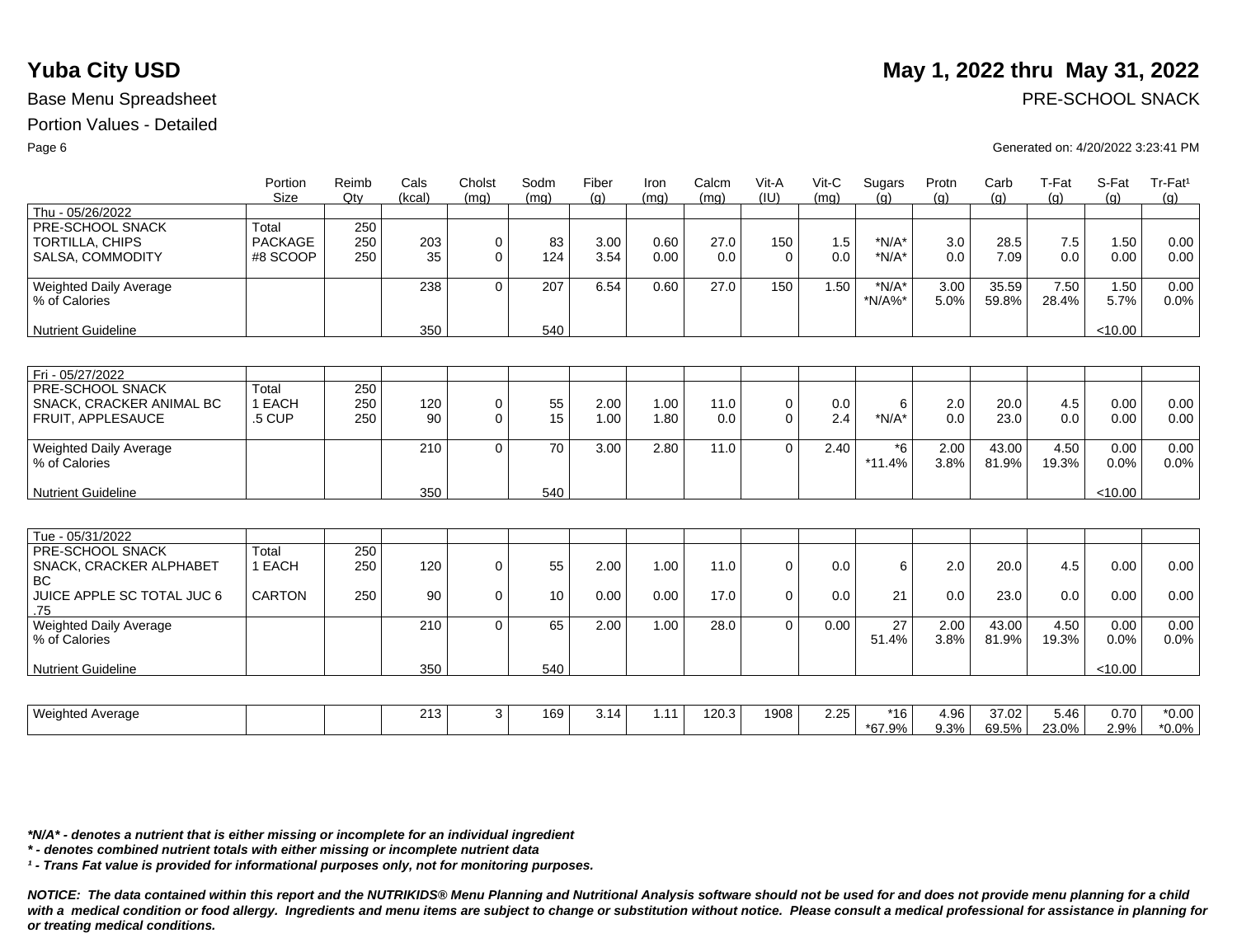# Yuba City USD

**May 1, 2022 thru May 31, 2022**

Base Menu Spreadsheet

PRE-SCHOOL SNACK

Portion Values - Detailed

Generated on: 4/20/2022 3:23:41 PM

| | Portion Size | Reimb Qty | Cals (kcal) | Cholst (mg) | Sodm (mg) | Fiber (g) | Iron (mg) | Calcm (mg) | Vit-A (IU) | Vit-C (mg) | Sugars (g) | Protn (g) | Carb (g) | T-Fat (g) | S-Fat (g) | Tr-Fat[1] (g) |
|---|---|---|---|---|---|---|---|---|---|---|---|---|---|---|---|---|
| Thu - 05/26/2022 | | | | | | | | | | | | | | | | |
| PRE-SCHOOL SNACK | Total | 250 | | | | | | | | | | | | | | |
| TORTILLA, CHIPS | PACKAGE | 250 | 203 | 0 | 83 | 3.00 | 0.60 | 27.0 | 150 | 1.5 | *N/A* | 3.0 | 28.5 | 7.5 | 1.50 | 0.00 |
| SALSA, COMMODITY | #8 SCOOP | 250 | 35 | 0 | 124 | 3.54 | 0.00 | 0.0 | 0 | 0.0 | *N/A* | 0.0 | 7.09 | 0.0 | 0.00 | 0.00 |
| Weighted Daily Average | | | 238 | 0 | 207 | 6.54 | 0.60 | 27.0 | 150 | 1.50 | *N/A* | 3.00 | 35.59 | 7.50 | 1.50 | 0.00 |
| % of Calories | | | | | | | | | | | *N/A%* | 5.0% | 59.8% | 28.4% | 5.7% | 0.0% |
| Nutrient Guideline | | | 350 | | 540 | | | | | | | | | | <10.00 | |

| | Portion Size | Reimb Qty | Cals (kcal) | Cholst (mg) | Sodm (mg) | Fiber (g) | Iron (mg) | Calcm (mg) | Vit-A (IU) | Vit-C (mg) | Sugars (g) | Protn (g) | Carb (g) | T-Fat (g) | S-Fat (g) | Tr-Fat[1] (g) |
|---|---|---|---|---|---|---|---|---|---|---|---|---|---|---|---|---|
| Fri - 05/27/2022 | | | | | | | | | | | | | | | | |
| PRE-SCHOOL SNACK | Total | 250 | | | | | | | | | | | | | | |
| SNACK, CRACKER ANIMAL BC | 1 EACH | 250 | 120 | 0 | 55 | 2.00 | 1.00 | 11.0 | 0 | 0.0 | 6 | 2.0 | 20.0 | 4.5 | 0.00 | 0.00 |
| FRUIT, APPLESAUCE | .5 CUP | 250 | 90 | 0 | 15 | 1.00 | 1.80 | 0.0 | 0 | 2.4 | *N/A* | 0.0 | 23.0 | 0.0 | 0.00 | 0.00 |
| Weighted Daily Average | | | 210 | 0 | 70 | 3.00 | 2.80 | 11.0 | 0 | 2.40 | *6 | 2.00 | 43.00 | 4.50 | 0.00 | 0.00 |
| % of Calories | | | | | | | | | | | *11.4% | 3.8% | 81.9% | 19.3% | 0.0% | 0.0% |
| Nutrient Guideline | | | 350 | | 540 | | | | | | | | | | <10.00 | |

| | Portion Size | Reimb Qty | Cals (kcal) | Cholst (mg) | Sodm (mg) | Fiber (g) | Iron (mg) | Calcm (mg) | Vit-A (IU) | Vit-C (mg) | Sugars (g) | Protn (g) | Carb (g) | T-Fat (g) | S-Fat (g) | Tr-Fat[1] (g) |
|---|---|---|---|---|---|---|---|---|---|---|---|---|---|---|---|---|
| Tue - 05/31/2022 | | | | | | | | | | | | | | | | |
| PRE-SCHOOL SNACK | Total | 250 | | | | | | | | | | | | | | |
| SNACK, CRACKER ALPHABET BC | 1 EACH | 250 | 120 | 0 | 55 | 2.00 | 1.00 | 11.0 | 0 | 0.0 | 6 | 2.0 | 20.0 | 4.5 | 0.00 | 0.00 |
| JUICE APPLE SC TOTAL JUC 6 .75 | CARTON | 250 | 90 | 0 | 10 | 0.00 | 0.00 | 17.0 | 0 | 0.0 | 21 | 0.0 | 23.0 | 0.0 | 0.00 | 0.00 |
| Weighted Daily Average | | | 210 | 0 | 65 | 2.00 | 1.00 | 28.0 | 0 | 0.00 | 27 | 2.00 | 43.00 | 4.50 | 0.00 | 0.00 |
| % of Calories | | | | | | | | | | | 51.4% | 3.8% | 81.9% | 19.3% | 0.0% | 0.0% |
| Nutrient Guideline | | | 350 | | 540 | | | | | | | | | | <10.00 | |

| | Portion Size | Reimb Qty | Cals (kcal) | Cholst (mg) | Sodm (mg) | Fiber (g) | Iron (mg) | Calcm (mg) | Vit-A (IU) | Vit-C (mg) | Sugars (g) | Protn (g) | Carb (g) | T-Fat (g) | S-Fat (g) | Tr-Fat[1] (g) |
|---|---|---|---|---|---|---|---|---|---|---|---|---|---|---|---|---|
| Weighted Average | | | 213 | 3 | 169 | 3.14 | 1.11 | 120.3 | 1908 | 2.25 | *16 | 4.96 | 37.02 | 5.46 | 0.70 | *0.00 |
| | | | | | | | | | | | *67.9% | 9.3% | 69.5% | 23.0% | 2.9% | *0.0% |

***N/A* - denotes a nutrient that is either missing or incomplete for an individual ingredient***

***\* - denotes combined nutrient totals with either missing or incomplete nutrient data***

***[1] - Trans Fat value is provided for informational purposes only, not for monitoring purposes.***

***NOTICE: The data contained within this report and the NUTRIKIDS® Menu Planning and Nutritional Analysis software should not be used for and does not provide menu planning for a child with a medical condition or food allergy. Ingredients and menu items are subject to change or substitution without notice. Please consult a medical professional for assistance in planning for or treating medical conditions.***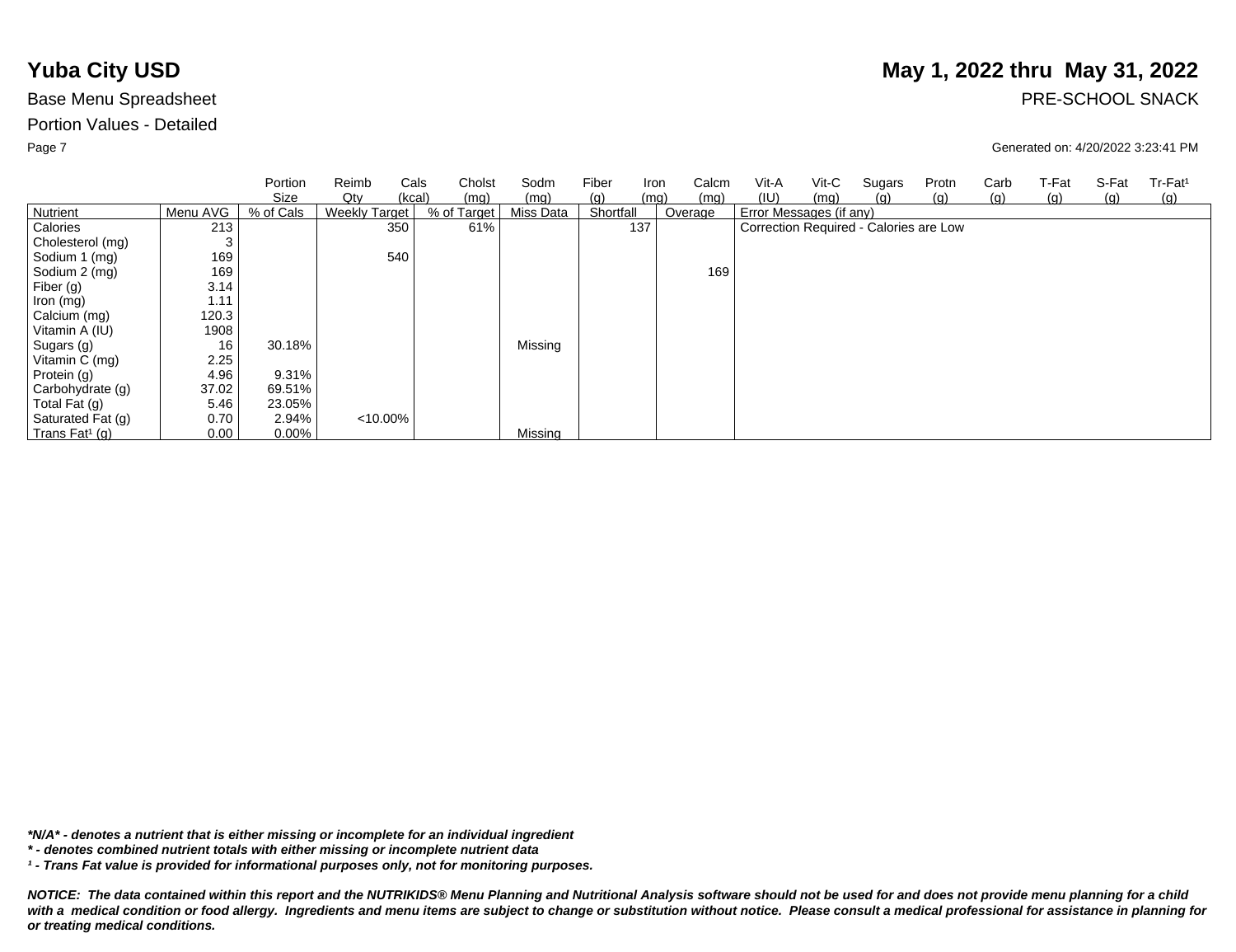**Yuba City USD**

**May 1, 2022 thru May 31, 2022**

Base Menu Spreadsheet

PRE-SCHOOL SNACK

Portion Values - Detailed

Generated on: 4/20/2022 3:23:41 PM

| Portion Size | Reimb Qty | Cals (kcal) | Cholst (mg) | Sodm (mg) | Fiber (g) | Iron (mg) | Calcm (mg) | Vit-A (IU) | Vit-C (mg) | Sugars (g) | Protn (g) | Carb (g) | T-Fat (g) | S-Fat (g) | Tr-Fat¹ (g) |
|---|---|---|---|---|---|---|---|---|---|---|---|---|---|---|---|

| Nutrient | Menu AVG | % of Cals | Weekly Target | % of Target | Miss Data | Shortfall | Overage | Error Messages (if any) |
|---|---|---|---|---|---|---|---|---|
| Calories | 213 | | 350 | 61% | | 137 | | Correction Required - Calories are Low |
| Cholesterol (mg) | 3 | | | | | | | |
| Sodium 1 (mg) | 169 | | 540 | | | | | |
| Sodium 2 (mg) | 169 | | | | | | 169 | |
| Fiber (g) | 3.14 | | | | | | | |
| Iron (mg) | 1.11 | | | | | | | |
| Calcium (mg) | 120.3 | | | | | | | |
| Vitamin A (IU) | 1908 | | | | | | | |
| Sugars (g) | 16 | 30.18% | | | Missing | | | |
| Vitamin C (mg) | 2.25 | | | | | | | |
| Protein (g) | 4.96 | 9.31% | | | | | | |
| Carbohydrate (g) | 37.02 | 69.51% | | | | | | |
| Total Fat (g) | 5.46 | 23.05% | | | | | | |
| Saturated Fat (g) | 0.70 | 2.94% | <10.00% | | | | | |
| Trans Fat¹ (g) | 0.00 | 0.00% | | | Missing | | | |

***N/A* - denotes a nutrient that is either missing or incomplete for an individual ingredient**

**** - denotes combined nutrient totals with either missing or incomplete nutrient data**

***¹ - Trans Fat value is provided for informational purposes only, not for monitoring purposes.***

***NOTICE: The data contained within this report and the NUTRIKIDS® Menu Planning and Nutritional Analysis software should not be used for and does not provide menu planning for a child with a medical condition or food allergy. Ingredients and menu items are subject to change or substitution without notice. Please consult a medical professional for assistance in planning for or treating medical conditions.***